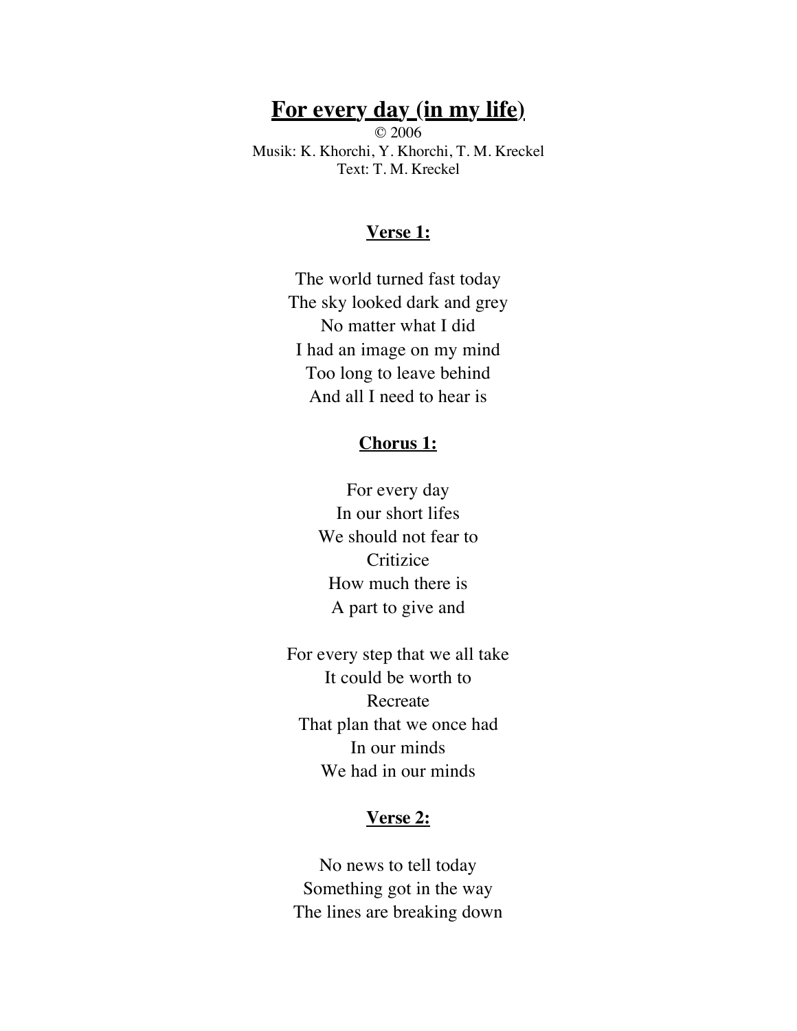# For every day (in my life)

© 2006
Musik: K. Khorchi, Y. Khorchi, T. M. Kreckel
Text: T. M. Kreckel

**Verse 1:**

The world turned fast today
The sky looked dark and grey
No matter what I did
I had an image on my mind
Too long to leave behind
And all I need to hear is

**Chorus 1:**

For every day
In our short lifes
We should not fear to
Critizice
How much there is
A part to give and

For every step that we all take
It could be worth to
Recreate
That plan that we once had
In our minds
We had in our minds

**Verse 2:**

No news to tell today
Something got in the way
The lines are breaking down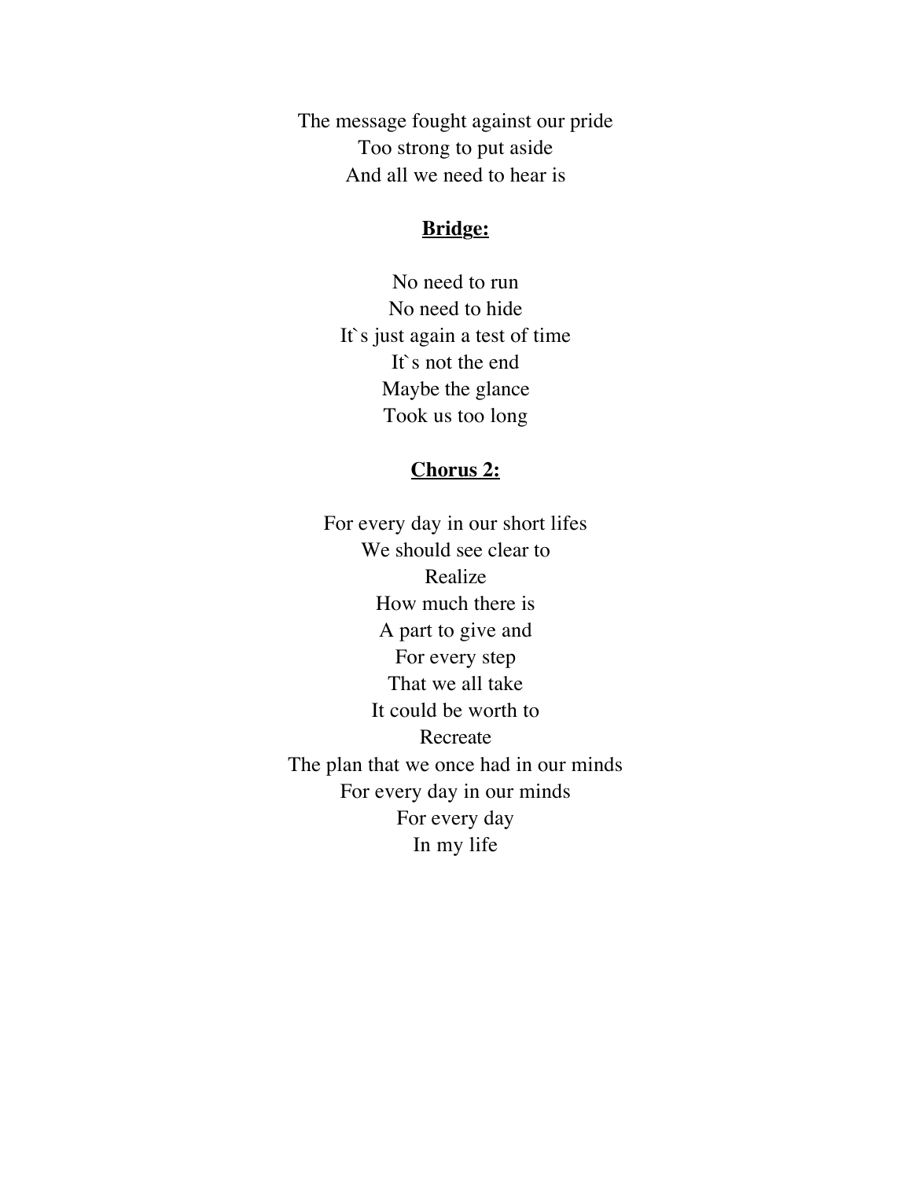The message fought against our pride
Too strong to put aside
And all we need to hear is

**Bridge:**

No need to run
No need to hide
It`s just again a test of time
It`s not the end
Maybe the glance
Took us too long

**Chorus 2:**

For every day in our short lifes
We should see clear to
Realize
How much there is
A part to give and
For every step
That we all take
It could be worth to
Recreate
The plan that we once had in our minds
For every day in our minds
For every day
In my life